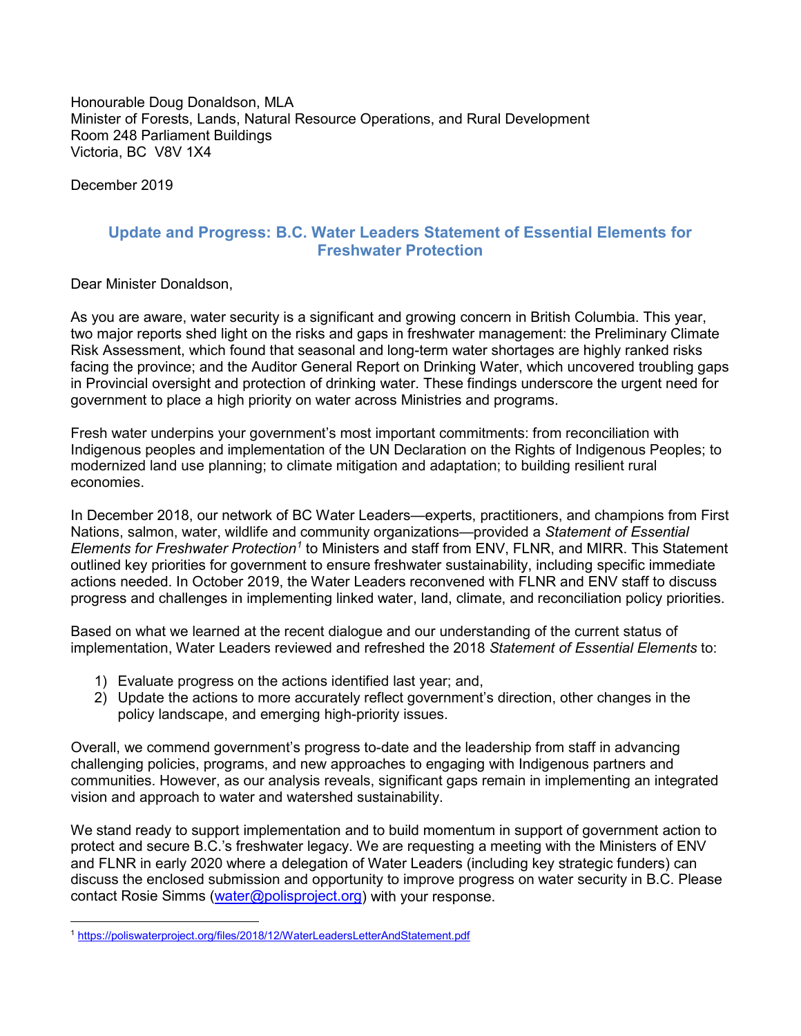Honourable Doug Donaldson, MLA
Minister of Forests, Lands, Natural Resource Operations, and Rural Development
Room 248 Parliament Buildings
Victoria, BC V8V 1X4

December 2019

## Update and Progress: B.C. Water Leaders Statement of Essential Elements for Freshwater Protection

Dear Minister Donaldson,

As you are aware, water security is a significant and growing concern in British Columbia. This year, two major reports shed light on the risks and gaps in freshwater management: the Preliminary Climate Risk Assessment, which found that seasonal and long-term water shortages are highly ranked risks facing the province; and the Auditor General Report on Drinking Water, which uncovered troubling gaps in Provincial oversight and protection of drinking water. These findings underscore the urgent need for government to place a high priority on water across Ministries and programs.

Fresh water underpins your government's most important commitments: from reconciliation with Indigenous peoples and implementation of the UN Declaration on the Rights of Indigenous Peoples; to modernized land use planning; to climate mitigation and adaptation; to building resilient rural economies.

In December 2018, our network of BC Water Leaders—experts, practitioners, and champions from First Nations, salmon, water, wildlife and community organizations—provided a *Statement of Essential Elements for Freshwater Protection*[1] to Ministers and staff from ENV, FLNR, and MIRR. This Statement outlined key priorities for government to ensure freshwater sustainability, including specific immediate actions needed. In October 2019, the Water Leaders reconvened with FLNR and ENV staff to discuss progress and challenges in implementing linked water, land, climate, and reconciliation policy priorities.

Based on what we learned at the recent dialogue and our understanding of the current status of implementation, Water Leaders reviewed and refreshed the 2018 *Statement of Essential Elements* to:

1) Evaluate progress on the actions identified last year; and,
2) Update the actions to more accurately reflect government's direction, other changes in the policy landscape, and emerging high-priority issues.

Overall, we commend government's progress to-date and the leadership from staff in advancing challenging policies, programs, and new approaches to engaging with Indigenous partners and communities. However, as our analysis reveals, significant gaps remain in implementing an integrated vision and approach to water and watershed sustainability.

We stand ready to support implementation and to build momentum in support of government action to protect and secure B.C.'s freshwater legacy. We are requesting a meeting with the Ministers of ENV and FLNR in early 2020 where a delegation of Water Leaders (including key strategic funders) can discuss the enclosed submission and opportunity to improve progress on water security in B.C. Please contact Rosie Simms (water@polisproject.org) with your response.

---

[1] https://poliswaterproject.org/files/2018/12/WaterLeadersLetterAndStatement.pdf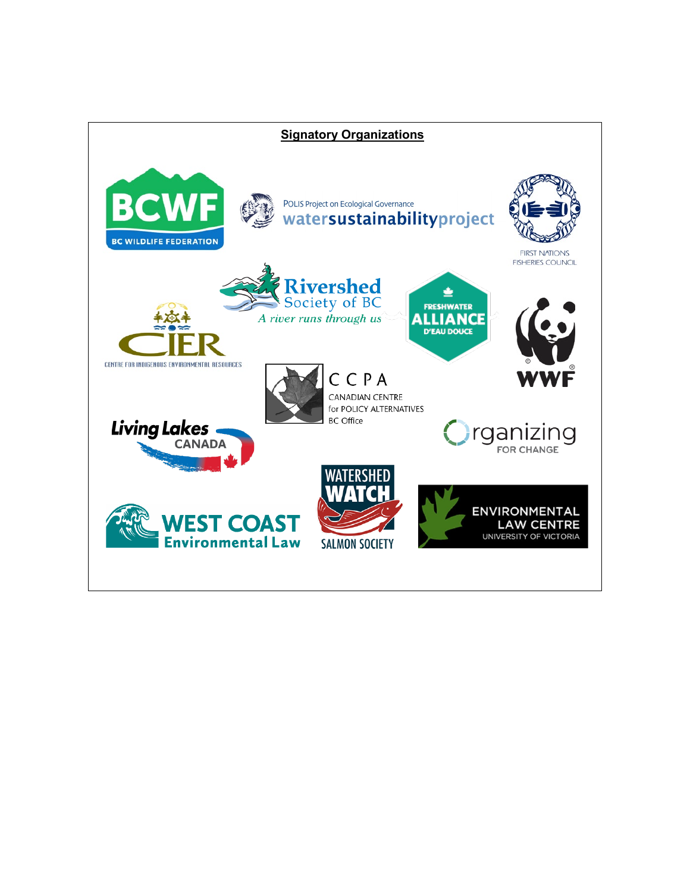**Signatory Organizations**

BCWF
BC WILDLIFE FEDERATION

POLIS Project on Ecological Governance
watersustainabilityproject

FIRST NATIONS
FISHERIES COUNCIL

Rivershed
Society of BC
*A river runs through us*

CIER
CENTRE FOR INDIGENOUS ENVIRONMENTAL RESOURCES

FRESHWATER
ALLIANCE
D'EAU DOUCE

WWF

CCPA
CANADIAN CENTRE
for POLICY ALTERNATIVES
BC Office

Living Lakes
CANADA

Organizing
FOR CHANGE

WATERSHED
WATCH
SALMON SOCIETY

WEST COAST
Environmental Law

ENVIRONMENTAL
LAW CENTRE
UNIVERSITY OF VICTORIA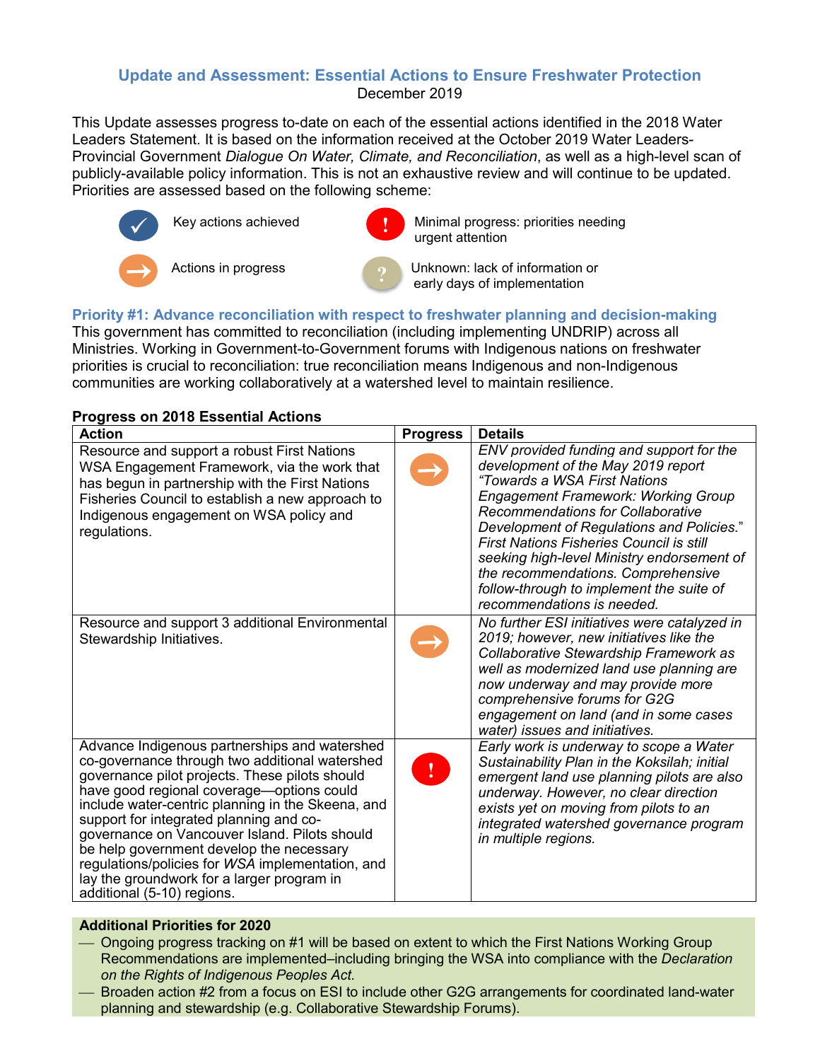## Update and Assessment: Essential Actions to Ensure Freshwater Protection

December 2019

This Update assesses progress to-date on each of the essential actions identified in the 2018 Water Leaders Statement. It is based on the information received at the October 2019 Water Leaders-Provincial Government *Dialogue On Water, Climate, and Reconciliation*, as well as a high-level scan of publicly-available policy information. This is not an exhaustive review and will continue to be updated. Priorities are assessed based on the following scheme:

- ✓ Key actions achieved
- → Actions in progress
- ! Minimal progress: priorities needing urgent attention
- ? Unknown: lack of information or early days of implementation

### Priority #1: Advance reconciliation with respect to freshwater planning and decision-making

This government has committed to reconciliation (including implementing UNDRIP) across all Ministries. Working in Government-to-Government forums with Indigenous nations on freshwater priorities is crucial to reconciliation: true reconciliation means Indigenous and non-Indigenous communities are working collaboratively at a watershed level to maintain resilience.

**Progress on 2018 Essential Actions**

| Action | Progress | Details |
|---|---|---|
| Resource and support a robust First Nations WSA Engagement Framework, via the work that has begun in partnership with the First Nations Fisheries Council to establish a new approach to Indigenous engagement on WSA policy and regulations. | → | *ENV provided funding and support for the development of the May 2019 report "Towards a WSA First Nations Engagement Framework: Working Group Recommendations for Collaborative Development of Regulations and Policies." First Nations Fisheries Council is still seeking high-level Ministry endorsement of the recommendations. Comprehensive follow-through to implement the suite of recommendations is needed.* |
| Resource and support 3 additional Environmental Stewardship Initiatives. | → | *No further ESI initiatives were catalyzed in 2019; however, new initiatives like the Collaborative Stewardship Framework as well as modernized land use planning are now underway and may provide more comprehensive forums for G2G engagement on land (and in some cases water) issues and initiatives.* |
| Advance Indigenous partnerships and watershed co-governance through two additional watershed governance pilot projects. These pilots should have good regional coverage—options could include water-centric planning in the Skeena, and support for integrated planning and co-governance on Vancouver Island. Pilots should be help government develop the necessary regulations/policies for *WSA* implementation, and lay the groundwork for a larger program in additional (5-10) regions. | ! | *Early work is underway to scope a Water Sustainability Plan in the Koksilah; initial emergent land use planning pilots are also underway. However, no clear direction exists yet on moving from pilots to an integrated watershed governance program in multiple regions.* |

**Additional Priorities for 2020**

- Ongoing progress tracking on #1 will be based on extent to which the First Nations Working Group Recommendations are implemented–including bringing the WSA into compliance with the *Declaration on the Rights of Indigenous Peoples Act.*
- Broaden action #2 from a focus on ESI to include other G2G arrangements for coordinated land-water planning and stewardship (e.g. Collaborative Stewardship Forums).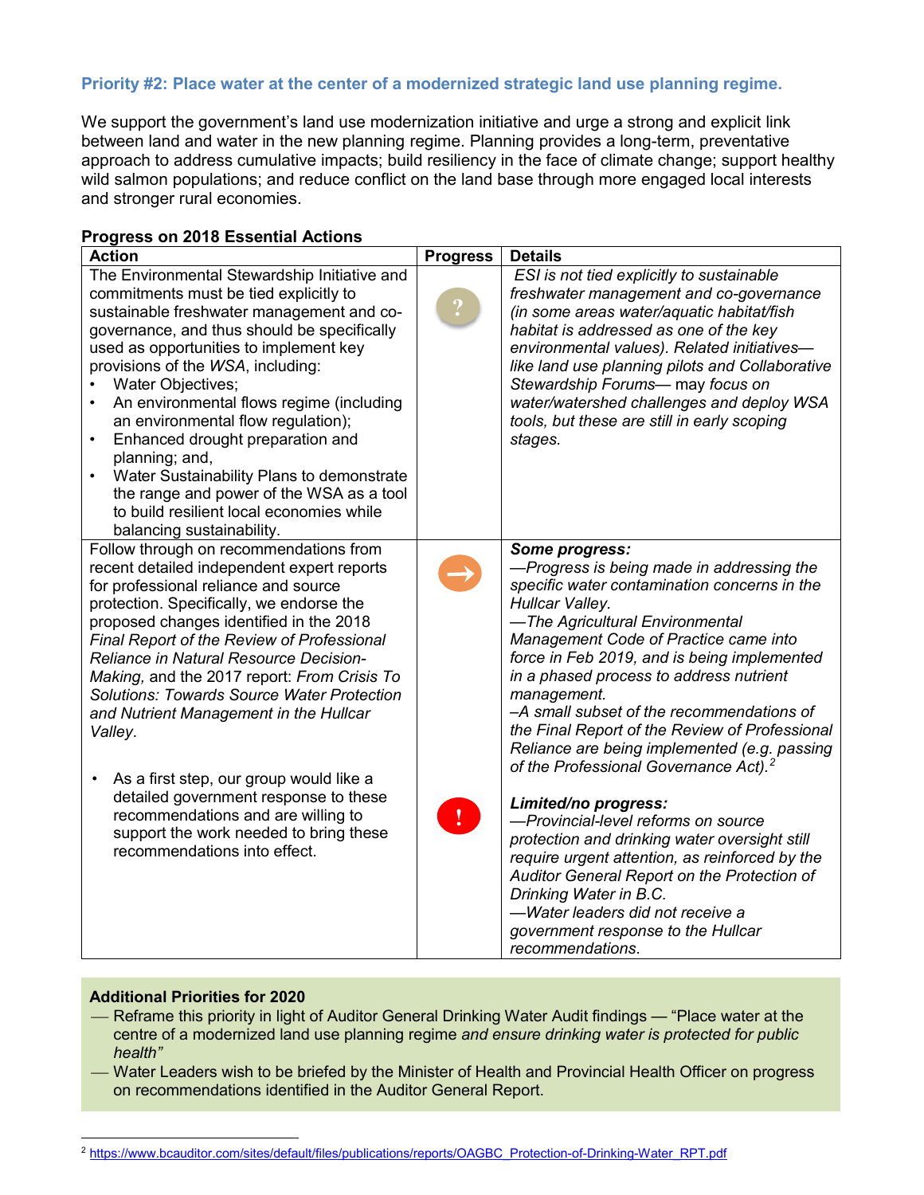### Priority #2: Place water at the center of a modernized strategic land use planning regime.

We support the government's land use modernization initiative and urge a strong and explicit link between land and water in the new planning regime. Planning provides a long-term, preventative approach to address cumulative impacts; build resiliency in the face of climate change; support healthy wild salmon populations; and reduce conflict on the land base through more engaged local interests and stronger rural economies.

**Progress on 2018 Essential Actions**

| Action | Progress | Details |
|---|---|---|
| The Environmental Stewardship Initiative and commitments must be tied explicitly to sustainable freshwater management and co-governance, and thus should be specifically used as opportunities to implement key provisions of the *WSA*, including:<br>• Water Objectives;<br>• An environmental flows regime (including an environmental flow regulation);<br>• Enhanced drought preparation and planning; and,<br>• Water Sustainability Plans to demonstrate the range and power of the WSA as a tool to build resilient local economies while balancing sustainability. | ? | *ESI is not tied explicitly to sustainable freshwater management and co-governance (in some areas water/aquatic habitat/fish habitat is addressed as one of the key environmental values). Related initiatives—like land use planning pilots and Collaborative Stewardship Forums— may focus on water/watershed challenges and deploy WSA tools, but these are still in early scoping stages.* |
| Follow through on recommendations from recent detailed independent expert reports for professional reliance and source protection. Specifically, we endorse the proposed changes identified in the 2018 *Final Report of the Review of Professional Reliance in Natural Resource Decision-Making,* and the 2017 report: *From Crisis To Solutions: Towards Source Water Protection and Nutrient Management in the Hullcar Valley*.<br><br>• As a first step, our group would like a detailed government response to these recommendations and are willing to support the work needed to bring these recommendations into effect. | →<br><br>! | ***Some progress:***<br>*—Progress is being made in addressing the specific water contamination concerns in the Hullcar Valley.*<br>*—The Agricultural Environmental Management Code of Practice came into force in Feb 2019, and is being implemented in a phased process to address nutrient management.*<br>*–A small subset of the recommendations of the Final Report of the Review of Professional Reliance are being implemented (e.g. passing of the Professional Governance Act).*[2]<br><br>***Limited/no progress:***<br>*—Provincial-level reforms on source protection and drinking water oversight still require urgent attention, as reinforced by the Auditor General Report on the Protection of Drinking Water in B.C.*<br>*—Water leaders did not receive a government response to the Hullcar recommendations.* |

**Additional Priorities for 2020**

— Reframe this priority in light of Auditor General Drinking Water Audit findings — "Place water at the centre of a modernized land use planning regime *and ensure drinking water is protected for public health"*

— Water Leaders wish to be briefed by the Minister of Health and Provincial Health Officer on progress on recommendations identified in the Auditor General Report.

---

[2] https://www.bcauditor.com/sites/default/files/publications/reports/OAGBC_Protection-of-Drinking-Water_RPT.pdf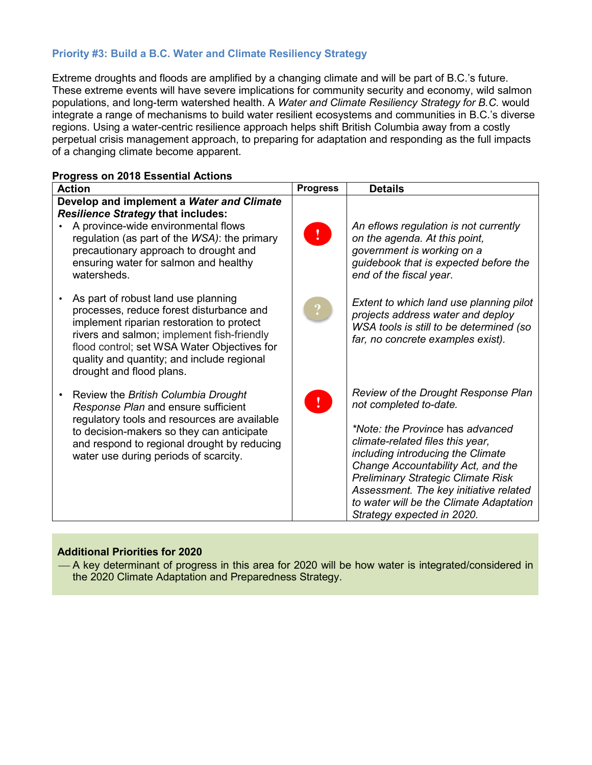### Priority #3: Build a B.C. Water and Climate Resiliency Strategy

Extreme droughts and floods are amplified by a changing climate and will be part of B.C.'s future. These extreme events will have severe implications for community security and economy, wild salmon populations, and long-term watershed health. A *Water and Climate Resiliency Strategy for B.C.* would integrate a range of mechanisms to build water resilient ecosystems and communities in B.C.'s diverse regions. Using a water-centric resilience approach helps shift British Columbia away from a costly perpetual crisis management approach, to preparing for adaptation and responding as the full impacts of a changing climate become apparent.

**Progress on 2018 Essential Actions**

| Action | Progress | Details |
|---|---|---|
| **Develop and implement a *Water and Climate Resilience Strategy* that includes:** | | |
| • A province-wide environmental flows regulation (as part of the *WSA)*: the primary precautionary approach to drought and ensuring water for salmon and healthy watersheds. | ! | *An eflows regulation is not currently on the agenda. At this point, government is working on a guidebook that is expected before the end of the fiscal year.* |
| • As part of robust land use planning processes, reduce forest disturbance and implement riparian restoration to protect rivers and salmon; implement fish-friendly flood control; set WSA Water Objectives for quality and quantity; and include regional drought and flood plans. | ? | *Extent to which land use planning pilot projects address water and deploy WSA tools is still to be determined (so far, no concrete examples exist).* |
| • Review the *British Columbia Drought Response Plan* and ensure sufficient regulatory tools and resources are available to decision-makers so they can anticipate and respond to regional drought by reducing water use during periods of scarcity. | ! | *Review of the Drought Response Plan not completed to-date.*<br><br>*\*Note: the Province has advanced climate-related files this year, including introducing the Climate Change Accountability Act, and the Preliminary Strategic Climate Risk Assessment. The key initiative related to water will be the Climate Adaptation Strategy expected in 2020.* |

**Additional Priorities for 2020**

— A key determinant of progress in this area for 2020 will be how water is integrated/considered in the 2020 Climate Adaptation and Preparedness Strategy.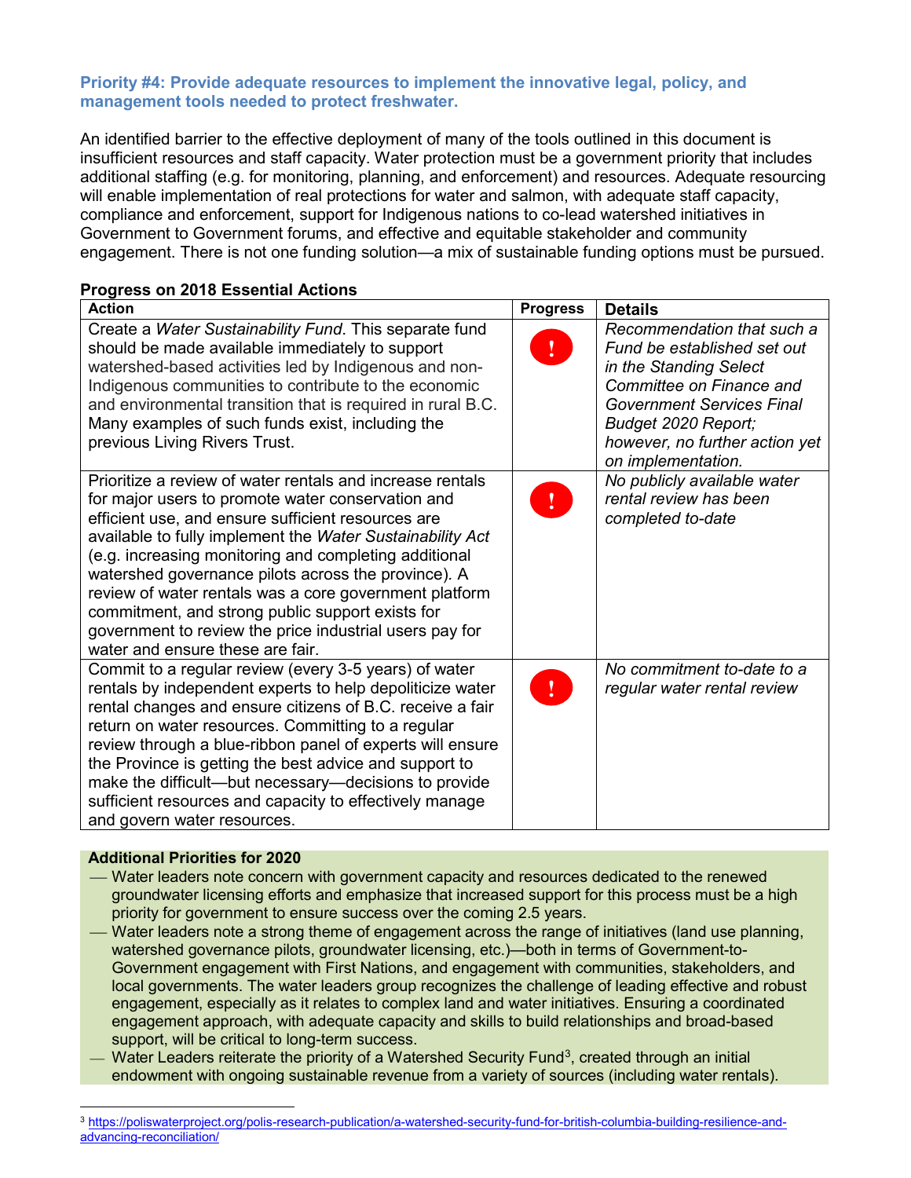### Priority #4: Provide adequate resources to implement the innovative legal, policy, and management tools needed to protect freshwater.

An identified barrier to the effective deployment of many of the tools outlined in this document is insufficient resources and staff capacity. Water protection must be a government priority that includes additional staffing (e.g. for monitoring, planning, and enforcement) and resources. Adequate resourcing will enable implementation of real protections for water and salmon, with adequate staff capacity, compliance and enforcement, support for Indigenous nations to co-lead watershed initiatives in Government to Government forums, and effective and equitable stakeholder and community engagement. There is not one funding solution—a mix of sustainable funding options must be pursued.

**Progress on 2018 Essential Actions**

| Action | Progress | Details |
|---|---|---|
| Create a *Water Sustainability Fund*. This separate fund should be made available immediately to support watershed-based activities led by Indigenous and non-Indigenous communities to contribute to the economic and environmental transition that is required in rural B.C. Many examples of such funds exist, including the previous Living Rivers Trust. | ! | *Recommendation that such a Fund be established set out in the Standing Select Committee on Finance and Government Services Final Budget 2020 Report; however, no further action yet on implementation.* |
| Prioritize a review of water rentals and increase rentals for major users to promote water conservation and efficient use, and ensure sufficient resources are available to fully implement the *Water Sustainability Act* (e.g. increasing monitoring and completing additional watershed governance pilots across the province). A review of water rentals was a core government platform commitment, and strong public support exists for government to review the price industrial users pay for water and ensure these are fair. | ! | *No publicly available water rental review has been completed to-date* |
| Commit to a regular review (every 3-5 years) of water rentals by independent experts to help depoliticize water rental changes and ensure citizens of B.C. receive a fair return on water resources. Committing to a regular review through a blue-ribbon panel of experts will ensure the Province is getting the best advice and support to make the difficult—but necessary—decisions to provide sufficient resources and capacity to effectively manage and govern water resources. | ! | *No commitment to-date to a regular water rental review* |

**Additional Priorities for 2020**

- Water leaders note concern with government capacity and resources dedicated to the renewed groundwater licensing efforts and emphasize that increased support for this process must be a high priority for government to ensure success over the coming 2.5 years.
- Water leaders note a strong theme of engagement across the range of initiatives (land use planning, watershed governance pilots, groundwater licensing, etc.)—both in terms of Government-to-Government engagement with First Nations, and engagement with communities, stakeholders, and local governments. The water leaders group recognizes the challenge of leading effective and robust engagement, especially as it relates to complex land and water initiatives. Ensuring a coordinated engagement approach, with adequate capacity and skills to build relationships and broad-based support, will be critical to long-term success.
- Water Leaders reiterate the priority of a Watershed Security Fund[3], created through an initial endowment with ongoing sustainable revenue from a variety of sources (including water rentals).

[3] https://poliswaterproject.org/polis-research-publication/a-watershed-security-fund-for-british-columbia-building-resilience-and-advancing-reconciliation/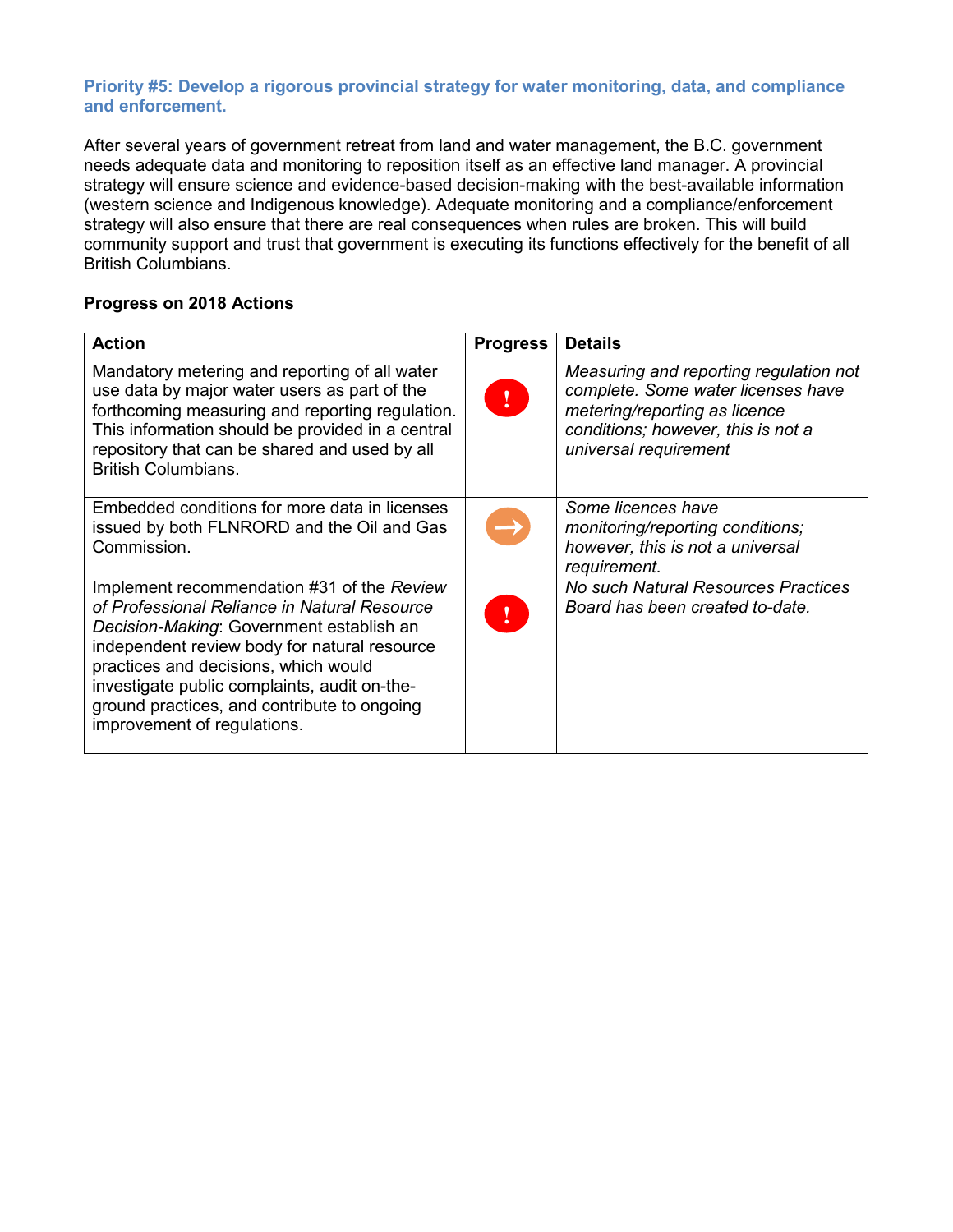### Priority #5: Develop a rigorous provincial strategy for water monitoring, data, and compliance and enforcement.

After several years of government retreat from land and water management, the B.C. government needs adequate data and monitoring to reposition itself as an effective land manager. A provincial strategy will ensure science and evidence-based decision-making with the best-available information (western science and Indigenous knowledge). Adequate monitoring and a compliance/enforcement strategy will also ensure that there are real consequences when rules are broken. This will build community support and trust that government is executing its functions effectively for the benefit of all British Columbians.

**Progress on 2018 Actions**

| Action | Progress | Details |
|---|---|---|
| Mandatory metering and reporting of all water use data by major water users as part of the forthcoming measuring and reporting regulation. This information should be provided in a central repository that can be shared and used by all British Columbians. | ! | *Measuring and reporting regulation not complete. Some water licenses have metering/reporting as licence conditions; however, this is not a universal requirement* |
| Embedded conditions for more data in licenses issued by both FLNRORD and the Oil and Gas Commission. | → | *Some licences have monitoring/reporting conditions; however, this is not a universal requirement.* |
| Implement recommendation #31 of the *Review of Professional Reliance in Natural Resource Decision-Making*: Government establish an independent review body for natural resource practices and decisions, which would investigate public complaints, audit on-the-ground practices, and contribute to ongoing improvement of regulations. | ! | *No such Natural Resources Practices Board has been created to-date.* |